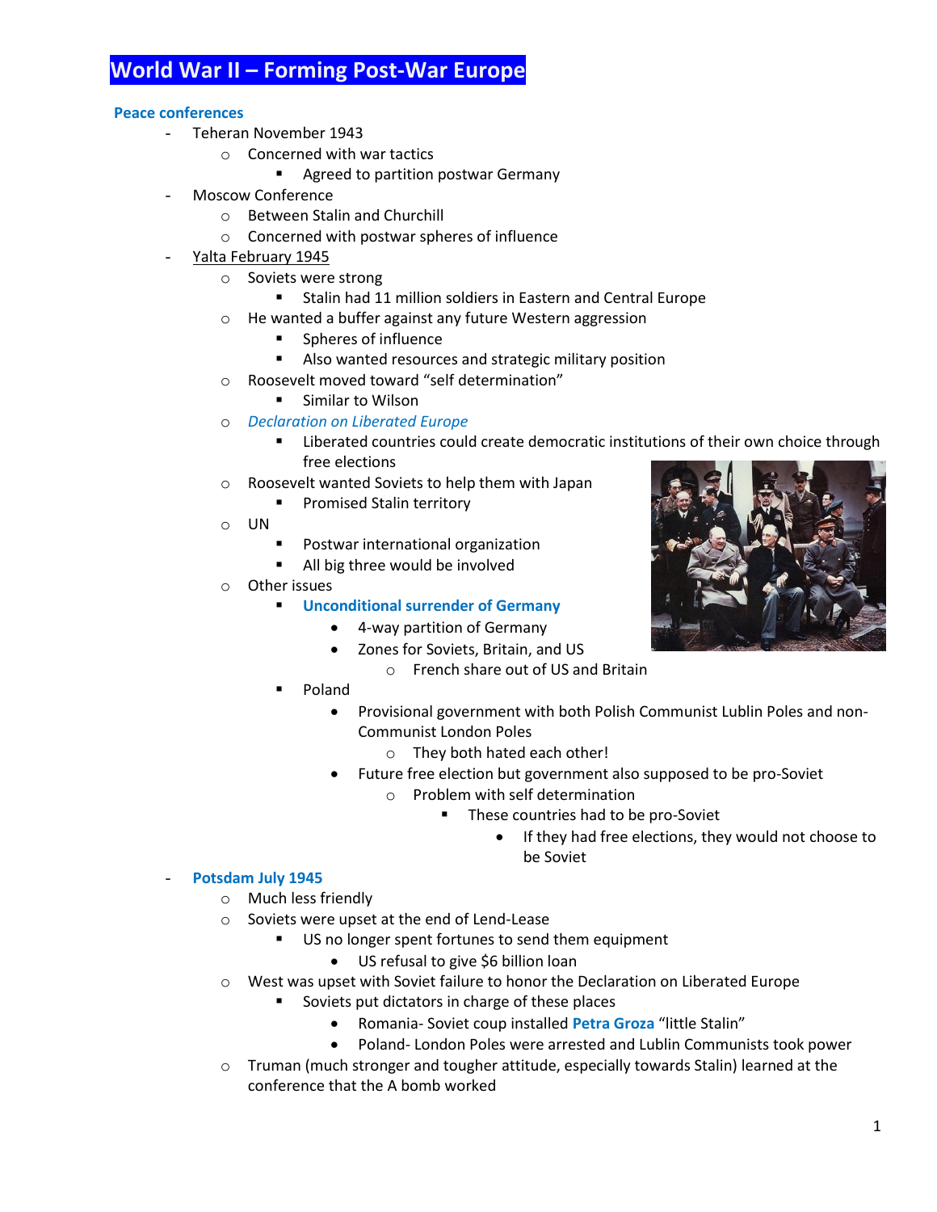# World War II – Forming Post-War Europe

**Peace conferences**

- Teheran November 1943
  - Concerned with war tactics
    - Agreed to partition postwar Germany
- Moscow Conference
  - Between Stalin and Churchill
  - Concerned with postwar spheres of influence
- Yalta February 1945
  - Soviets were strong
    - Stalin had 11 million soldiers in Eastern and Central Europe
  - He wanted a buffer against any future Western aggression
    - Spheres of influence
    - Also wanted resources and strategic military position
  - Roosevelt moved toward "self determination"
    - Similar to Wilson
  - *Declaration on Liberated Europe*
    - Liberated countries could create democratic institutions of their own choice through free elections
  - Roosevelt wanted Soviets to help them with Japan
    - Promised Stalin territory
  - UN
    - Postwar international organization
    - All big three would be involved
  - Other issues
    - **Unconditional surrender of Germany**
      - 4-way partition of Germany
      - Zones for Soviets, Britain, and US
        - French share out of US and Britain
    - Poland
      - Provisional government with both Polish Communist Lublin Poles and non-Communist London Poles
        - They both hated each other!
      - Future free election but government also supposed to be pro-Soviet
        - Problem with self determination
          - These countries had to be pro-Soviet
            - If they had free elections, they would not choose to be Soviet
- **Potsdam July 1945**
  - Much less friendly
  - Soviets were upset at the end of Lend-Lease
    - US no longer spent fortunes to send them equipment
      - US refusal to give $6 billion loan
  - West was upset with Soviet failure to honor the Declaration on Liberated Europe
    - Soviets put dictators in charge of these places
      - Romania- Soviet coup installed **Petra Groza** "little Stalin"
      - Poland- London Poles were arrested and Lublin Communists took power
  - Truman (much stronger and tougher attitude, especially towards Stalin) learned at the conference that the A bomb worked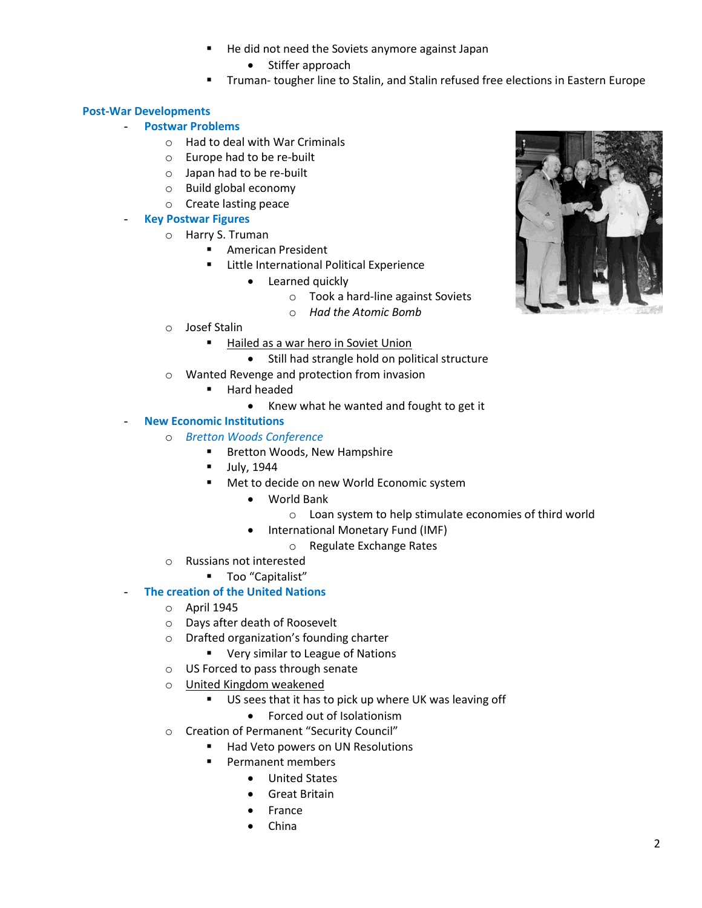- He did not need the Soviets anymore against Japan
  - Stiffer approach
- Truman- tougher line to Stalin, and Stalin refused free elections in Eastern Europe

## Post-War Developments

- **Postwar Problems**
  - Had to deal with War Criminals
  - Europe had to be re-built
  - Japan had to be re-built
  - Build global economy
  - Create lasting peace
- **Key Postwar Figures**
  - Harry S. Truman
    - American President
    - Little International Political Experience
      - Learned quickly
        - Took a hard-line against Soviets
        - *Had the Atomic Bomb*
  - Josef Stalin
    - Hailed as a war hero in Soviet Union
      - Still had strangle hold on political structure
  - Wanted Revenge and protection from invasion
    - Hard headed
      - Knew what he wanted and fought to get it
- **New Economic Institutions**
  - *Bretton Woods Conference*
    - Bretton Woods, New Hampshire
    - July, 1944
    - Met to decide on new World Economic system
      - World Bank
        - Loan system to help stimulate economies of third world
      - International Monetary Fund (IMF)
        - Regulate Exchange Rates
  - Russians not interested
    - Too "Capitalist"
- **The creation of the United Nations**
  - April 1945
  - Days after death of Roosevelt
  - Drafted organization's founding charter
    - Very similar to League of Nations
  - US Forced to pass through senate
  - United Kingdom weakened
    - US sees that it has to pick up where UK was leaving off
      - Forced out of Isolationism
  - Creation of Permanent "Security Council"
    - Had Veto powers on UN Resolutions
    - Permanent members
      - United States
      - Great Britain
      - France
      - China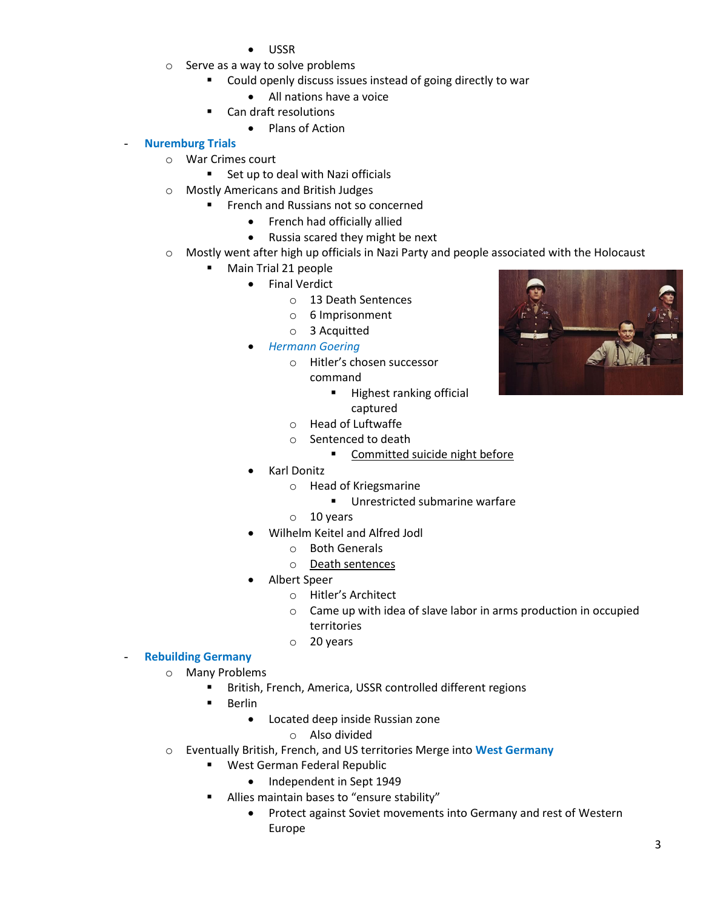- USSR
  - Serve as a way to solve problems
    - Could openly discuss issues instead of going directly to war
      - All nations have a voice
    - Can draft resolutions
      - Plans of Action
- **Nuremburg Trials**
  - War Crimes court
    - Set up to deal with Nazi officials
  - Mostly Americans and British Judges
    - French and Russians not so concerned
      - French had officially allied
      - Russia scared they might be next
  - Mostly went after high up officials in Nazi Party and people associated with the Holocaust
    - Main Trial 21 people
      - Final Verdict
        - 13 Death Sentences
        - 6 Imprisonment
        - 3 Acquitted
      - *Hermann Goering*
        - Hitler's chosen successor command
          - Highest ranking official captured
        - Head of Luftwaffe
        - Sentenced to death
          - <u>Committed suicide night before</u>
      - Karl Donitz
        - Head of Kriegsmarine
          - Unrestricted submarine warfare
        - 10 years
      - Wilhelm Keitel and Alfred Jodl
        - Both Generals
        - <u>Death sentences</u>
      - Albert Speer
        - Hitler's Architect
        - Came up with idea of slave labor in arms production in occupied territories
        - 20 years
- **Rebuilding Germany**
  - Many Problems
    - British, French, America, USSR controlled different regions
    - Berlin
      - Located deep inside Russian zone
        - Also divided
  - Eventually British, French, and US territories Merge into **West Germany**
    - West German Federal Republic
      - Independent in Sept 1949
    - Allies maintain bases to "ensure stability"
      - Protect against Soviet movements into Germany and rest of Western Europe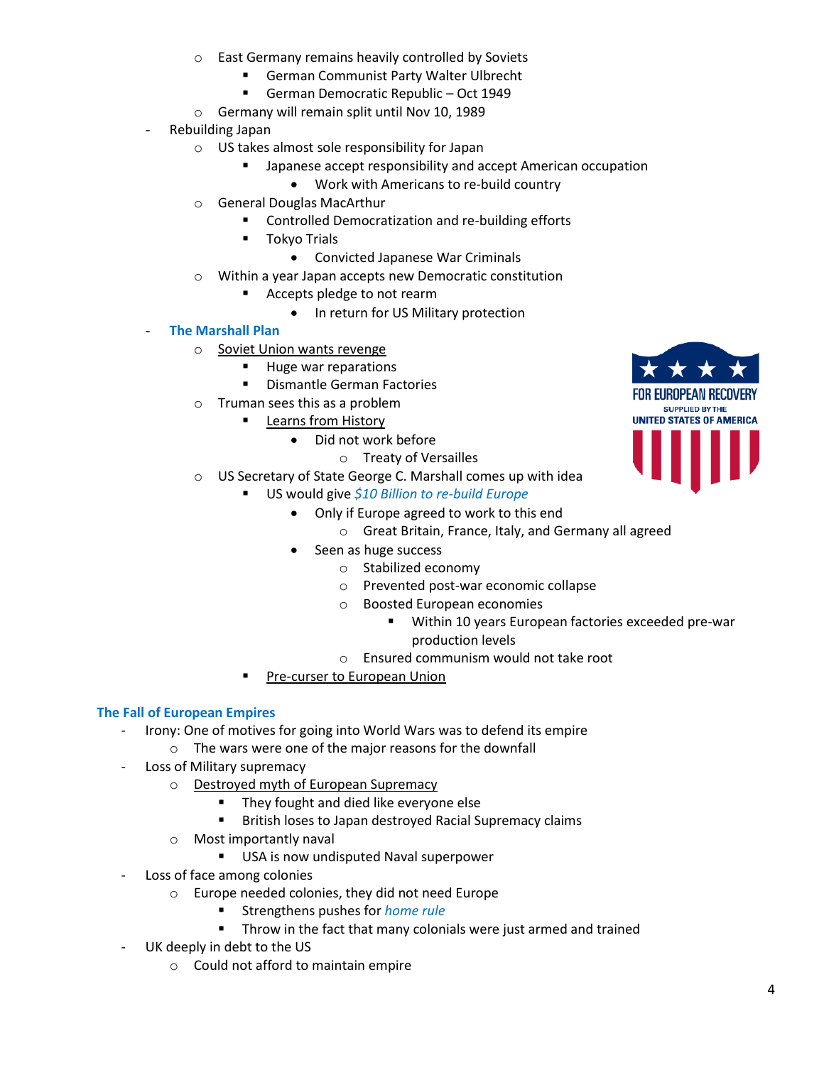- East Germany remains heavily controlled by Soviets
    - German Communist Party Walter Ulbrecht
    - German Democratic Republic – Oct 1949
- Germany will remain split until Nov 10, 1989

- Rebuilding Japan
    - US takes almost sole responsibility for Japan
        - Japanese accept responsibility and accept American occupation
            - Work with Americans to re-build country
    - General Douglas MacArthur
        - Controlled Democratization and re-building efforts
        - Tokyo Trials
            - Convicted Japanese War Criminals
    - Within a year Japan accepts new Democratic constitution
        - Accepts pledge to not rearm
            - In return for US Military protection
- **The Marshall Plan**
    - Soviet Union wants revenge
        - Huge war reparations
        - Dismantle German Factories
    - Truman sees this as a problem
        - Learns from History
            - Did not work before
                - Treaty of Versailles
    - US Secretary of State George C. Marshall comes up with idea
        - US would give *$10 Billion to re-build Europe*
            - Only if Europe agreed to work to this end
                - Great Britain, France, Italy, and Germany all agreed
            - Seen as huge success
                - Stabilized economy
                - Prevented post-war economic collapse
                - Boosted European economies
                    - Within 10 years European factories exceeded pre-war production levels
                - Ensured communism would not take root
        - Pre-curser to European Union

## The Fall of European Empires

- Irony: One of motives for going into World Wars was to defend its empire
    - The wars were one of the major reasons for the downfall
- Loss of Military supremacy
    - Destroyed myth of European Supremacy
        - They fought and died like everyone else
        - British loses to Japan destroyed Racial Supremacy claims
    - Most importantly naval
        - USA is now undisputed Naval superpower
- Loss of face among colonies
    - Europe needed colonies, they did not need Europe
        - Strengthens pushes for *home rule*
        - Throw in the fact that many colonials were just armed and trained
- UK deeply in debt to the US
    - Could not afford to maintain empire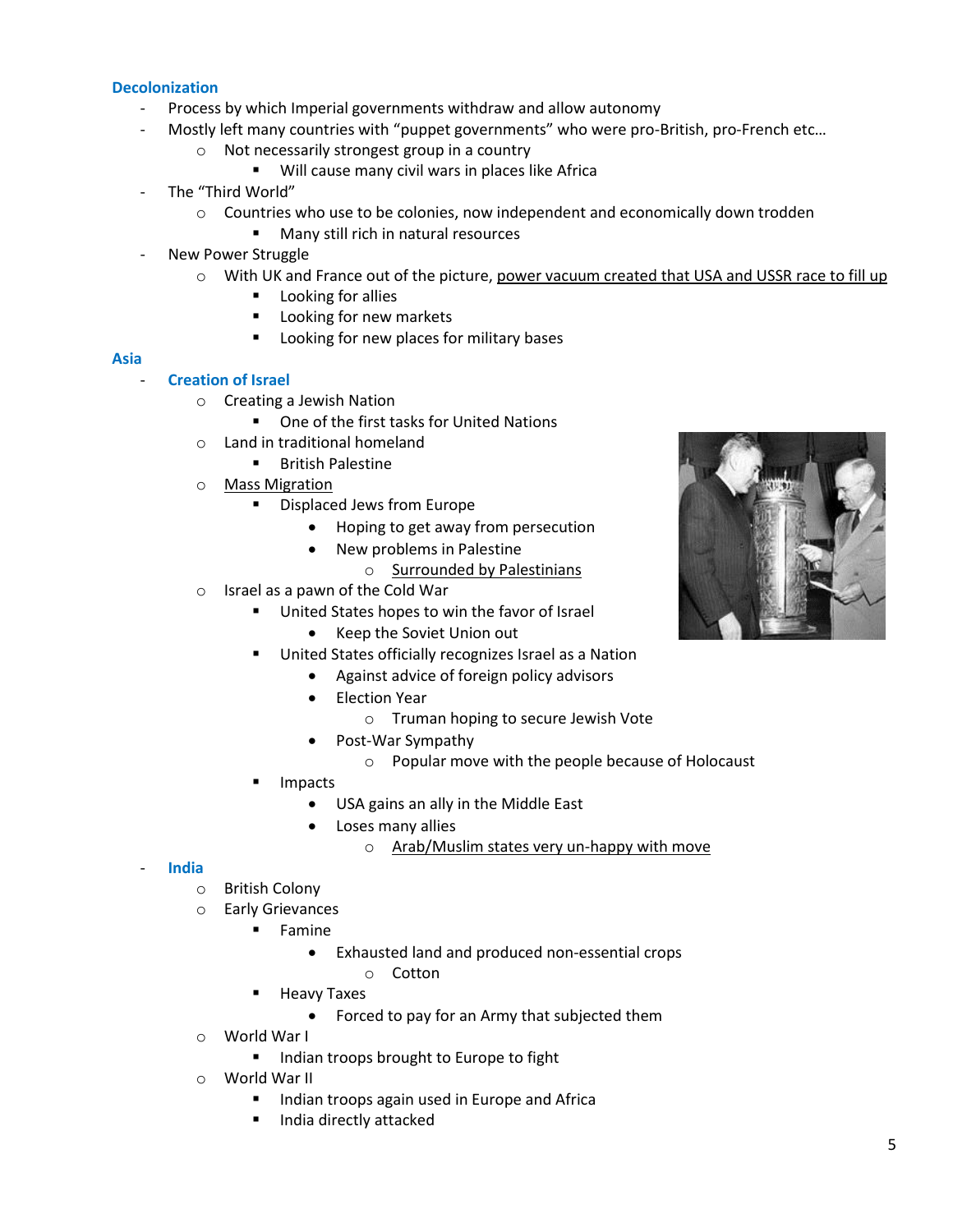## Decolonization

- Process by which Imperial governments withdraw and allow autonomy
- Mostly left many countries with "puppet governments" who were pro-British, pro-French etc…
  - Not necessarily strongest group in a country
    - Will cause many civil wars in places like Africa
- The "Third World"
  - Countries who use to be colonies, now independent and economically down trodden
    - Many still rich in natural resources
- New Power Struggle
  - With UK and France out of the picture, <u>power vacuum created that USA and USSR race to fill up</u>
    - Looking for allies
    - Looking for new markets
    - Looking for new places for military bases

## Asia

- **Creation of Israel**
  - Creating a Jewish Nation
    - One of the first tasks for United Nations
  - Land in traditional homeland
    - British Palestine
  - <u>Mass Migration</u>
    - Displaced Jews from Europe
      - Hoping to get away from persecution
      - New problems in Palestine
        - <u>Surrounded by Palestinians</u>
  - Israel as a pawn of the Cold War
    - United States hopes to win the favor of Israel
      - Keep the Soviet Union out
    - United States officially recognizes Israel as a Nation
      - Against advice of foreign policy advisors
      - Election Year
        - Truman hoping to secure Jewish Vote
      - Post-War Sympathy
        - Popular move with the people because of Holocaust
    - Impacts
      - USA gains an ally in the Middle East
      - Loses many allies
        - <u>Arab/Muslim states very un-happy with move</u>
- **India**
  - British Colony
  - Early Grievances
    - Famine
      - Exhausted land and produced non-essential crops
        - Cotton
    - Heavy Taxes
      - Forced to pay for an Army that subjected them
  - World War I
    - Indian troops brought to Europe to fight
  - World War II
    - Indian troops again used in Europe and Africa
    - India directly attacked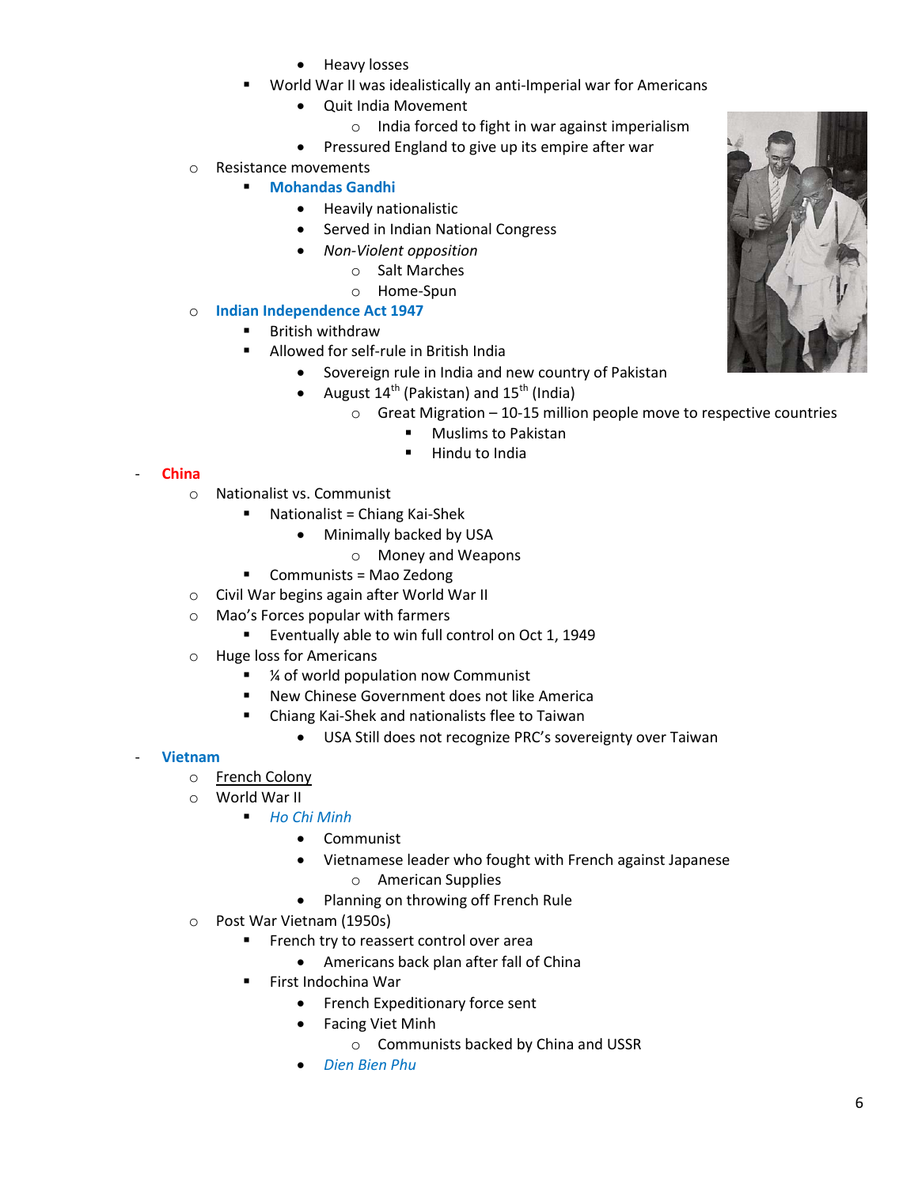- Heavy losses
        - World War II was idealistically an anti-Imperial war for Americans
            - Quit India Movement
                - India forced to fight in war against imperialism
            - Pressured England to give up its empire after war
    - Resistance movements
        - **Mohandas Gandhi**
            - Heavily nationalistic
            - Served in Indian National Congress
            - *Non-Violent opposition*
                - Salt Marches
                - Home-Spun
    - **Indian Independence Act 1947**
        - British withdraw
        - Allowed for self-rule in British India
            - Sovereign rule in India and new country of Pakistan
            - August 14th (Pakistan) and 15th (India)
                - Great Migration – 10-15 million people move to respective countries
                    - Muslims to Pakistan
                    - Hindu to India

- **China**
    - Nationalist vs. Communist
        - Nationalist = Chiang Kai-Shek
            - Minimally backed by USA
                - Money and Weapons
        - Communists = Mao Zedong
    - Civil War begins again after World War II
    - Mao's Forces popular with farmers
        - Eventually able to win full control on Oct 1, 1949
    - Huge loss for Americans
        - ¼ of world population now Communist
        - New Chinese Government does not like America
        - Chiang Kai-Shek and nationalists flee to Taiwan
            - USA Still does not recognize PRC's sovereignty over Taiwan

- **Vietnam**
    - French Colony
    - World War II
        - *Ho Chi Minh*
            - Communist
            - Vietnamese leader who fought with French against Japanese
                - American Supplies
            - Planning on throwing off French Rule
    - Post War Vietnam (1950s)
        - French try to reassert control over area
            - Americans back plan after fall of China
        - First Indochina War
            - French Expeditionary force sent
            - Facing Viet Minh
                - Communists backed by China and USSR
            - *Dien Bien Phu*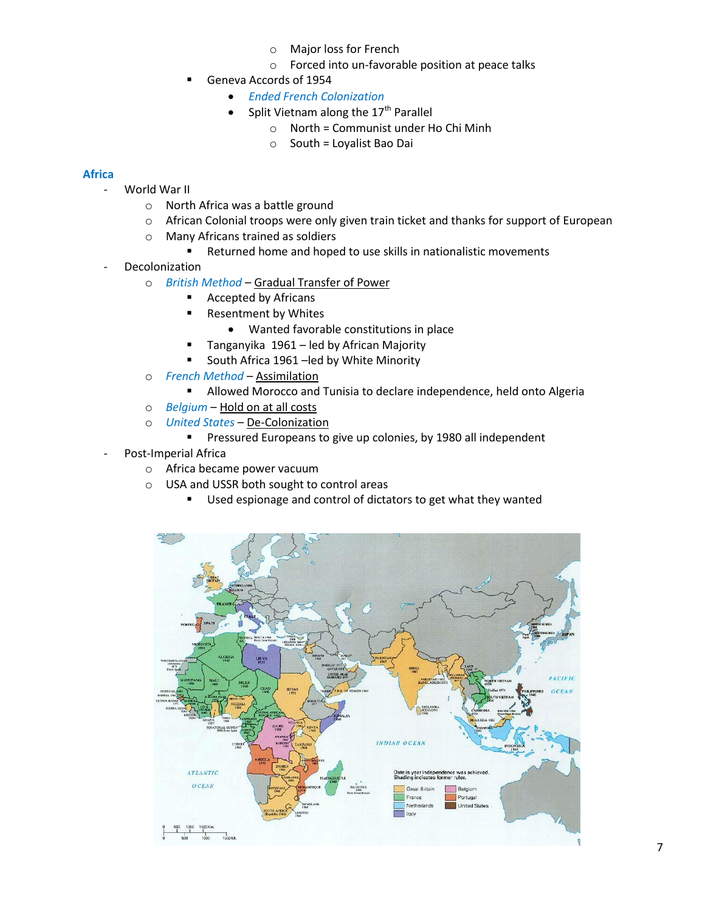- Major loss for French
- Forced into un-favorable position at peace talks

- Geneva Accords of 1954
  - *Ended French Colonization*
  - Split Vietnam along the 17th Parallel
    - North = Communist under Ho Chi Minh
    - South = Loyalist Bao Dai

## Africa

- World War II
  - North Africa was a battle ground
  - African Colonial troops were only given train ticket and thanks for support of European
  - Many Africans trained as soldiers
    - Returned home and hoped to use skills in nationalistic movements
- Decolonization
  - *British Method* – Gradual Transfer of Power
    - Accepted by Africans
    - Resentment by Whites
      - Wanted favorable constitutions in place
    - Tanganyika 1961 – led by African Majority
    - South Africa 1961 –led by White Minority
  - *French Method* – Assimilation
    - Allowed Morocco and Tunisia to declare independence, held onto Algeria
  - *Belgium* – Hold on at all costs
  - *United States* – De-Colonization
    - Pressured Europeans to give up colonies, by 1980 all independent
- Post-Imperial Africa
  - Africa became power vacuum
  - USA and USSR both sought to control areas
    - Used espionage and control of dictators to get what they wanted